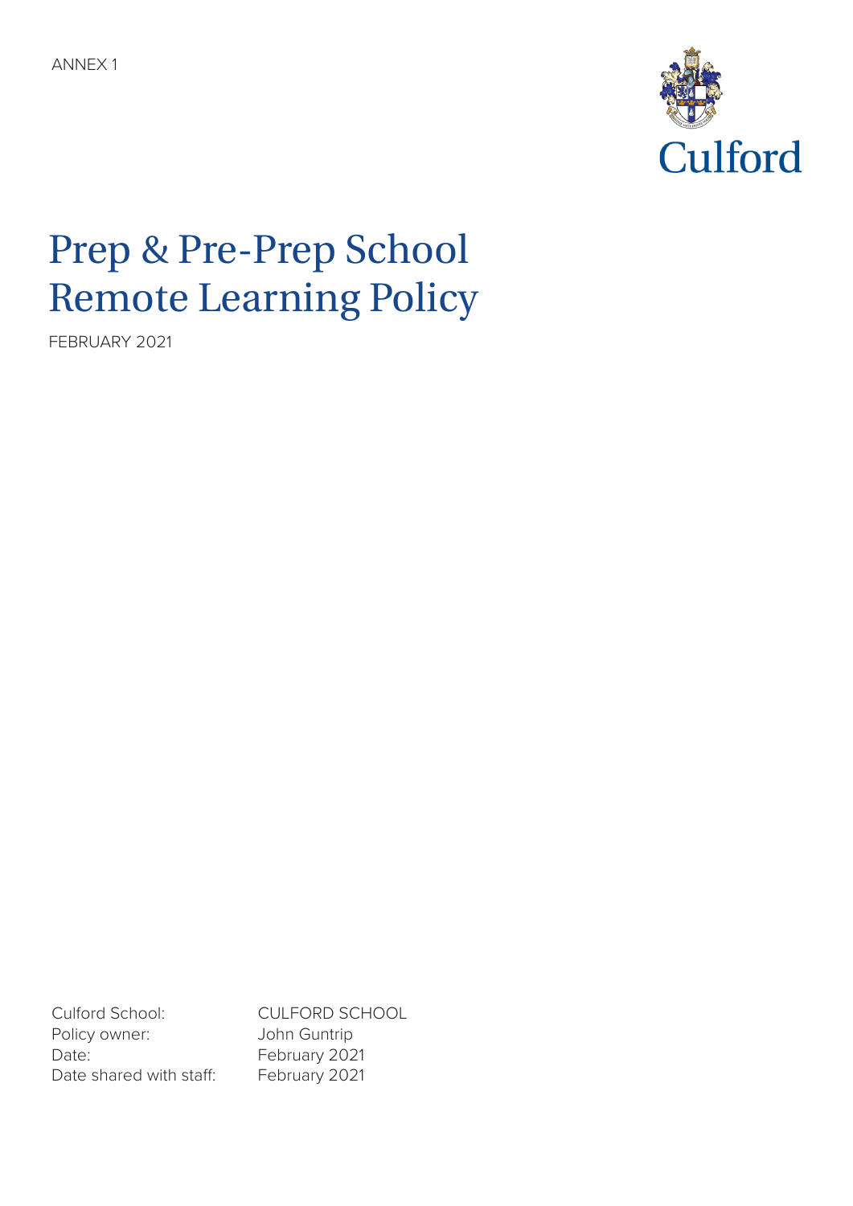ANNEX 1

Culford

# Prep & Pre-Prep School Remote Learning Policy

FEBRUARY 2021

| | |
|---|---|
| Culford School: | CULFORD SCHOOL |
| Policy owner: | John Guntrip |
| Date: | February 2021 |
| Date shared with staff: | February 2021 |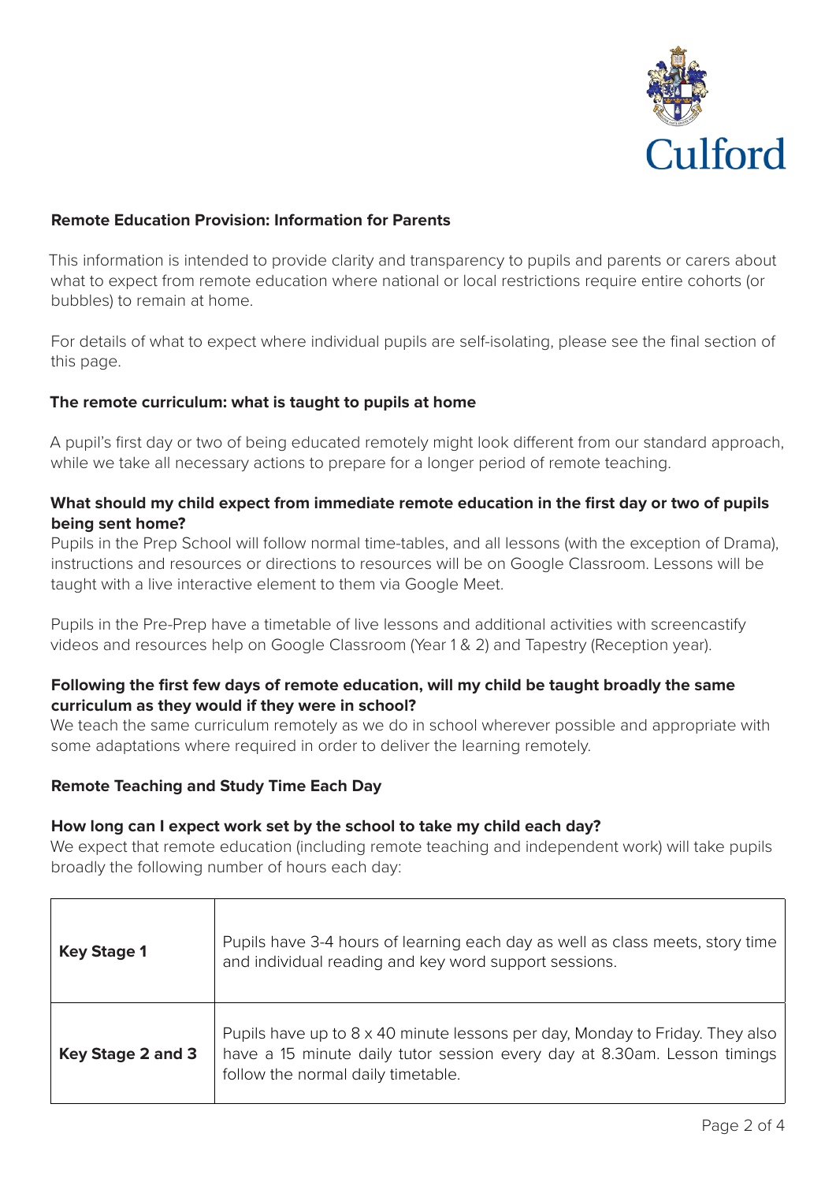## Remote Education Provision: Information for Parents

This information is intended to provide clarity and transparency to pupils and parents or carers about what to expect from remote education where national or local restrictions require entire cohorts (or bubbles) to remain at home.

For details of what to expect where individual pupils are self-isolating, please see the final section of this page.

### The remote curriculum: what is taught to pupils at home

A pupil's first day or two of being educated remotely might look different from our standard approach, while we take all necessary actions to prepare for a longer period of remote teaching.

**What should my child expect from immediate remote education in the first day or two of pupils being sent home?**

Pupils in the Prep School will follow normal time-tables, and all lessons (with the exception of Drama), instructions and resources or directions to resources will be on Google Classroom. Lessons will be taught with a live interactive element to them via Google Meet.

Pupils in the Pre-Prep have a timetable of live lessons and additional activities with screencastify videos and resources help on Google Classroom (Year 1 & 2) and Tapestry (Reception year).

**Following the first few days of remote education, will my child be taught broadly the same curriculum as they would if they were in school?**

We teach the same curriculum remotely as we do in school wherever possible and appropriate with some adaptations where required in order to deliver the learning remotely.

### Remote Teaching and Study Time Each Day

**How long can I expect work set by the school to take my child each day?**

We expect that remote education (including remote teaching and independent work) will take pupils broadly the following number of hours each day:

| | |
|---|---|
| **Key Stage 1** | Pupils have 3-4 hours of learning each day as well as class meets, story time and individual reading and key word support sessions. |
| **Key Stage 2 and 3** | Pupils have up to 8 x 40 minute lessons per day, Monday to Friday. They also have a 15 minute daily tutor session every day at 8.30am. Lesson timings follow the normal daily timetable. |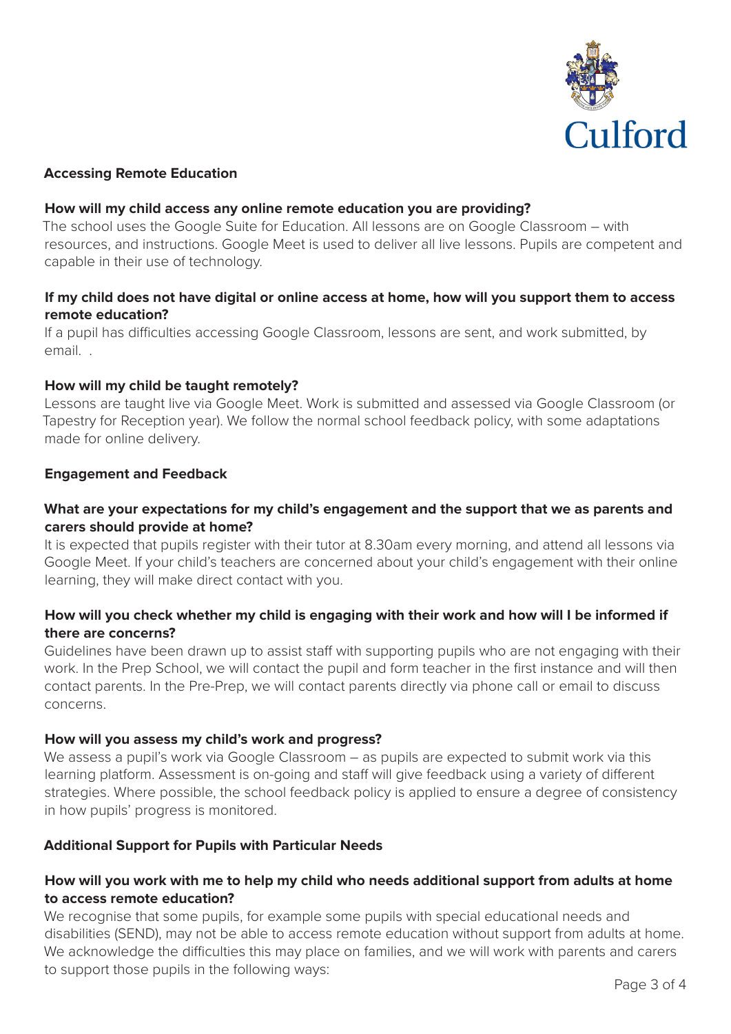## Accessing Remote Education

### How will my child access any online remote education you are providing?

The school uses the Google Suite for Education. All lessons are on Google Classroom – with resources, and instructions. Google Meet is used to deliver all live lessons. Pupils are competent and capable in their use of technology.

### If my child does not have digital or online access at home, how will you support them to access remote education?

If a pupil has difficulties accessing Google Classroom, lessons are sent, and work submitted, by email. .

### How will my child be taught remotely?

Lessons are taught live via Google Meet. Work is submitted and assessed via Google Classroom (or Tapestry for Reception year). We follow the normal school feedback policy, with some adaptations made for online delivery.

## Engagement and Feedback

### What are your expectations for my child's engagement and the support that we as parents and carers should provide at home?

It is expected that pupils register with their tutor at 8.30am every morning, and attend all lessons via Google Meet. If your child's teachers are concerned about your child's engagement with their online learning, they will make direct contact with you.

### How will you check whether my child is engaging with their work and how will I be informed if there are concerns?

Guidelines have been drawn up to assist staff with supporting pupils who are not engaging with their work. In the Prep School, we will contact the pupil and form teacher in the first instance and will then contact parents. In the Pre-Prep, we will contact parents directly via phone call or email to discuss concerns.

### How will you assess my child's work and progress?

We assess a pupil's work via Google Classroom – as pupils are expected to submit work via this learning platform. Assessment is on-going and staff will give feedback using a variety of different strategies. Where possible, the school feedback policy is applied to ensure a degree of consistency in how pupils' progress is monitored.

## Additional Support for Pupils with Particular Needs

### How will you work with me to help my child who needs additional support from adults at home to access remote education?

We recognise that some pupils, for example some pupils with special educational needs and disabilities (SEND), may not be able to access remote education without support from adults at home. We acknowledge the difficulties this may place on families, and we will work with parents and carers to support those pupils in the following ways: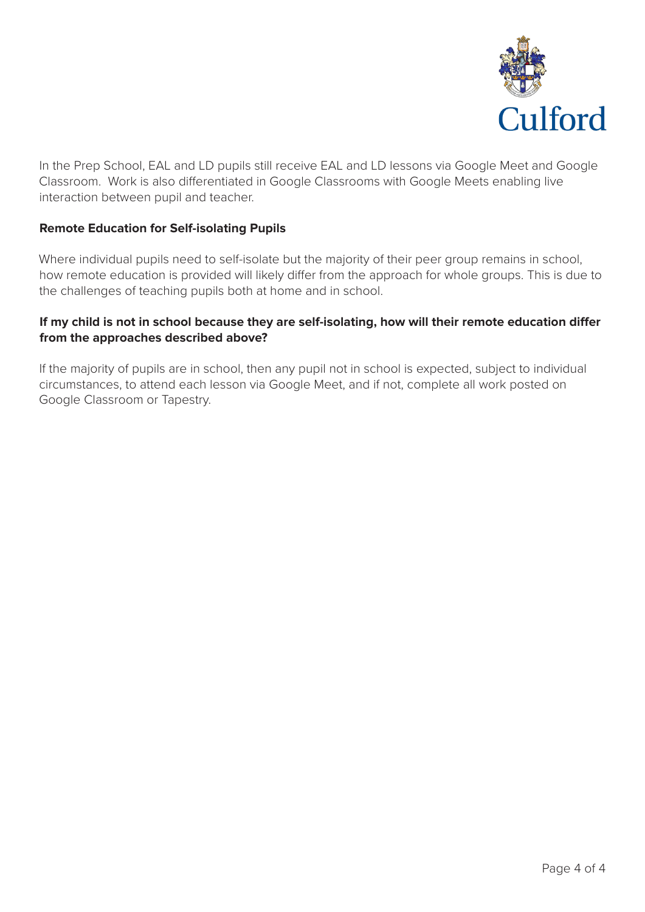In the Prep School, EAL and LD pupils still receive EAL and LD lessons via Google Meet and Google Classroom. Work is also differentiated in Google Classrooms with Google Meets enabling live interaction between pupil and teacher.

**Remote Education for Self-isolating Pupils**

Where individual pupils need to self-isolate but the majority of their peer group remains in school, how remote education is provided will likely differ from the approach for whole groups. This is due to the challenges of teaching pupils both at home and in school.

**If my child is not in school because they are self-isolating, how will their remote education differ from the approaches described above?**

If the majority of pupils are in school, then any pupil not in school is expected, subject to individual circumstances, to attend each lesson via Google Meet, and if not, complete all work posted on Google Classroom or Tapestry.